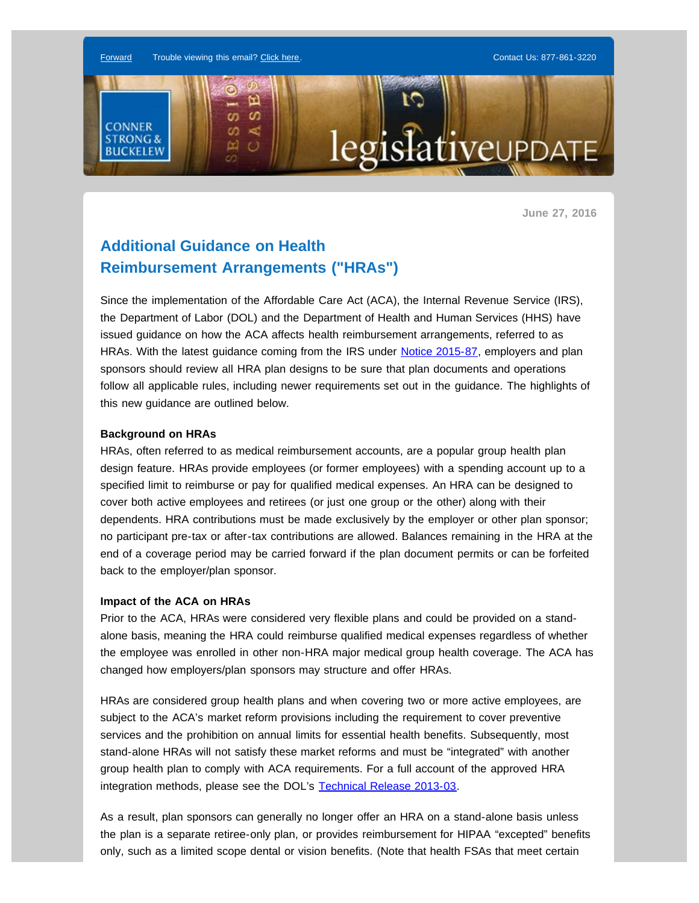Forward    Trouble viewing this email? Click here.    Contact Us: 877-861-3220

CONNER STRONG & BUCKELEW

legislativeUPDATE

June 27, 2016

## Additional Guidance on Health Reimbursement Arrangements ("HRAs")

Since the implementation of the Affordable Care Act (ACA), the Internal Revenue Service (IRS), the Department of Labor (DOL) and the Department of Health and Human Services (HHS) have issued guidance on how the ACA affects health reimbursement arrangements, referred to as HRAs. With the latest guidance coming from the IRS under Notice 2015-87, employers and plan sponsors should review all HRA plan designs to be sure that plan documents and operations follow all applicable rules, including newer requirements set out in the guidance. The highlights of this new guidance are outlined below.

**Background on HRAs**

HRAs, often referred to as medical reimbursement accounts, are a popular group health plan design feature. HRAs provide employees (or former employees) with a spending account up to a specified limit to reimburse or pay for qualified medical expenses. An HRA can be designed to cover both active employees and retirees (or just one group or the other) along with their dependents. HRA contributions must be made exclusively by the employer or other plan sponsor; no participant pre-tax or after-tax contributions are allowed. Balances remaining in the HRA at the end of a coverage period may be carried forward if the plan document permits or can be forfeited back to the employer/plan sponsor.

**Impact of the ACA on HRAs**

Prior to the ACA, HRAs were considered very flexible plans and could be provided on a stand-alone basis, meaning the HRA could reimburse qualified medical expenses regardless of whether the employee was enrolled in other non-HRA major medical group health coverage. The ACA has changed how employers/plan sponsors may structure and offer HRAs.

HRAs are considered group health plans and when covering two or more active employees, are subject to the ACA's market reform provisions including the requirement to cover preventive services and the prohibition on annual limits for essential health benefits. Subsequently, most stand-alone HRAs will not satisfy these market reforms and must be "integrated" with another group health plan to comply with ACA requirements. For a full account of the approved HRA integration methods, please see the DOL's Technical Release 2013-03.

As a result, plan sponsors can generally no longer offer an HRA on a stand-alone basis unless the plan is a separate retiree-only plan, or provides reimbursement for HIPAA "excepted" benefits only, such as a limited scope dental or vision benefits. (Note that health FSAs that meet certain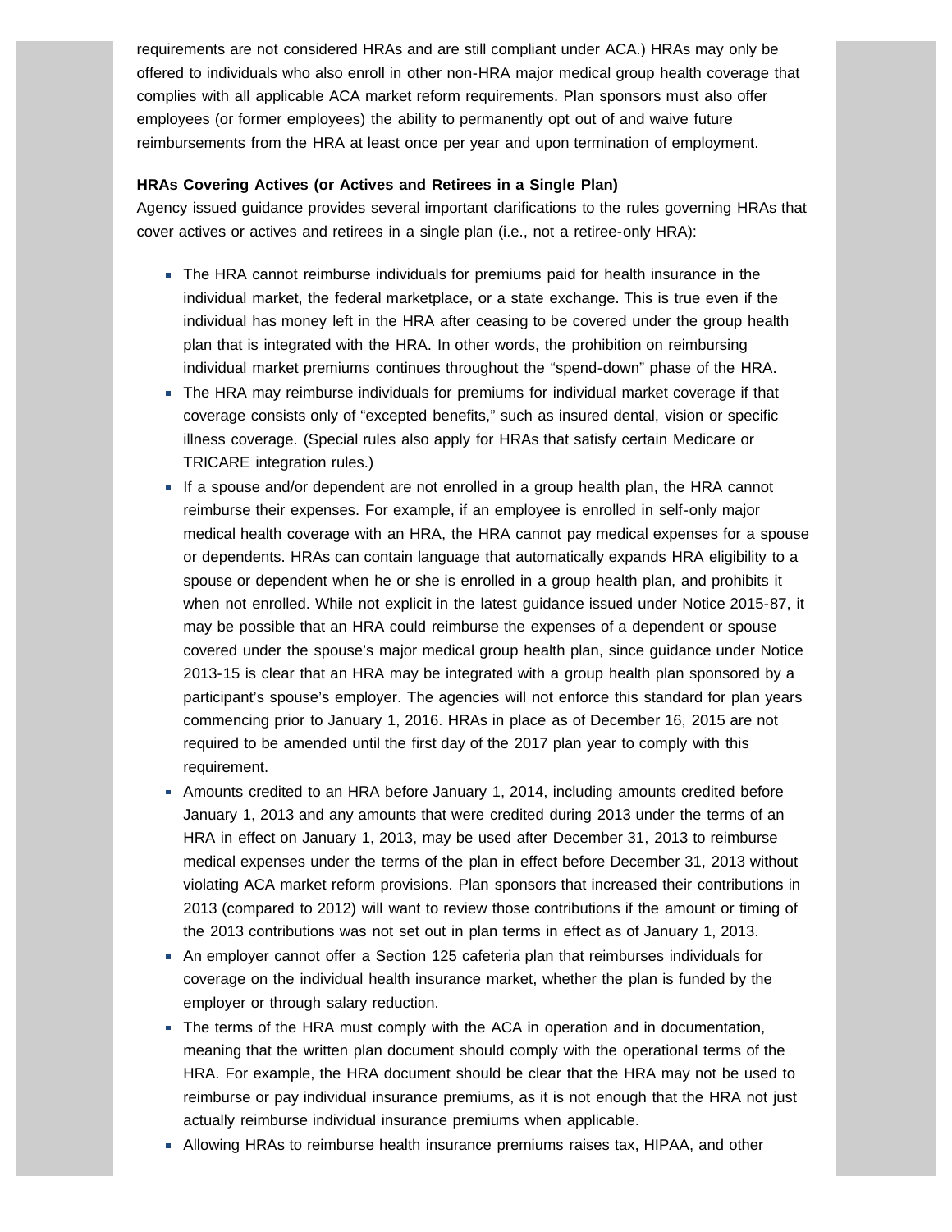requirements are not considered HRAs and are still compliant under ACA.) HRAs may only be offered to individuals who also enroll in other non-HRA major medical group health coverage that complies with all applicable ACA market reform requirements. Plan sponsors must also offer employees (or former employees) the ability to permanently opt out of and waive future reimbursements from the HRA at least once per year and upon termination of employment.

**HRAs Covering Actives (or Actives and Retirees in a Single Plan)**

Agency issued guidance provides several important clarifications to the rules governing HRAs that cover actives or actives and retirees in a single plan (i.e., not a retiree-only HRA):

- The HRA cannot reimburse individuals for premiums paid for health insurance in the individual market, the federal marketplace, or a state exchange. This is true even if the individual has money left in the HRA after ceasing to be covered under the group health plan that is integrated with the HRA. In other words, the prohibition on reimbursing individual market premiums continues throughout the "spend-down" phase of the HRA.
- The HRA may reimburse individuals for premiums for individual market coverage if that coverage consists only of "excepted benefits," such as insured dental, vision or specific illness coverage. (Special rules also apply for HRAs that satisfy certain Medicare or TRICARE integration rules.)
- If a spouse and/or dependent are not enrolled in a group health plan, the HRA cannot reimburse their expenses. For example, if an employee is enrolled in self-only major medical health coverage with an HRA, the HRA cannot pay medical expenses for a spouse or dependents. HRAs can contain language that automatically expands HRA eligibility to a spouse or dependent when he or she is enrolled in a group health plan, and prohibits it when not enrolled. While not explicit in the latest guidance issued under Notice 2015-87, it may be possible that an HRA could reimburse the expenses of a dependent or spouse covered under the spouse's major medical group health plan, since guidance under Notice 2013-15 is clear that an HRA may be integrated with a group health plan sponsored by a participant's spouse's employer. The agencies will not enforce this standard for plan years commencing prior to January 1, 2016. HRAs in place as of December 16, 2015 are not required to be amended until the first day of the 2017 plan year to comply with this requirement.
- Amounts credited to an HRA before January 1, 2014, including amounts credited before January 1, 2013 and any amounts that were credited during 2013 under the terms of an HRA in effect on January 1, 2013, may be used after December 31, 2013 to reimburse medical expenses under the terms of the plan in effect before December 31, 2013 without violating ACA market reform provisions. Plan sponsors that increased their contributions in 2013 (compared to 2012) will want to review those contributions if the amount or timing of the 2013 contributions was not set out in plan terms in effect as of January 1, 2013.
- An employer cannot offer a Section 125 cafeteria plan that reimburses individuals for coverage on the individual health insurance market, whether the plan is funded by the employer or through salary reduction.
- The terms of the HRA must comply with the ACA in operation and in documentation, meaning that the written plan document should comply with the operational terms of the HRA. For example, the HRA document should be clear that the HRA may not be used to reimburse or pay individual insurance premiums, as it is not enough that the HRA not just actually reimburse individual insurance premiums when applicable.
- Allowing HRAs to reimburse health insurance premiums raises tax, HIPAA, and other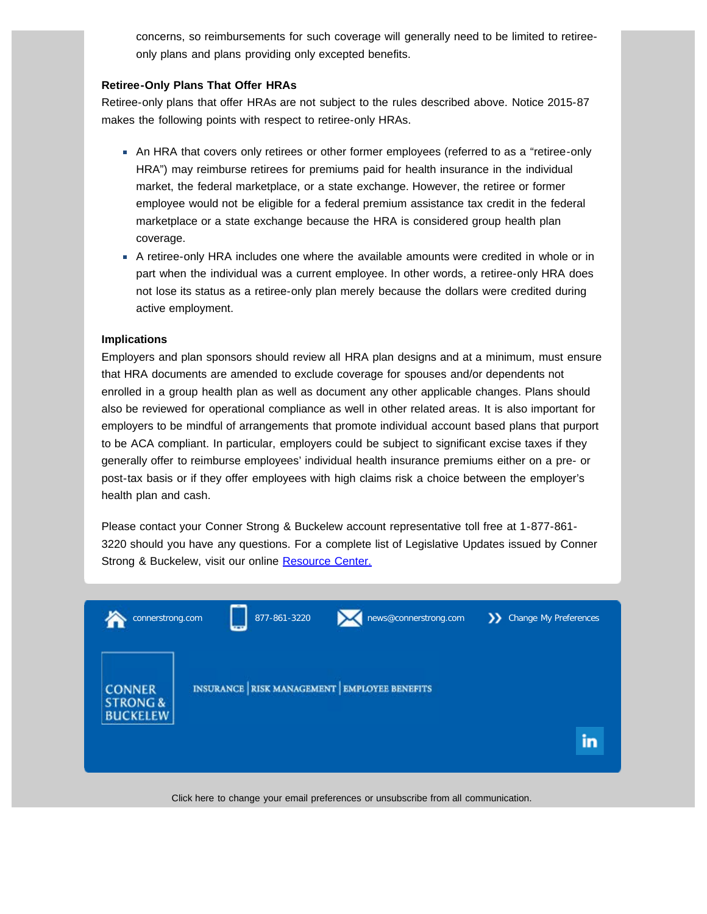concerns, so reimbursements for such coverage will generally need to be limited to retiree-only plans and plans providing only excepted benefits.

**Retiree-Only Plans That Offer HRAs**

Retiree-only plans that offer HRAs are not subject to the rules described above. Notice 2015-87 makes the following points with respect to retiree-only HRAs.

- An HRA that covers only retirees or other former employees (referred to as a "retiree-only HRA") may reimburse retirees for premiums paid for health insurance in the individual market, the federal marketplace, or a state exchange. However, the retiree or former employee would not be eligible for a federal premium assistance tax credit in the federal marketplace or a state exchange because the HRA is considered group health plan coverage.
- A retiree-only HRA includes one where the available amounts were credited in whole or in part when the individual was a current employee. In other words, a retiree-only HRA does not lose its status as a retiree-only plan merely because the dollars were credited during active employment.

**Implications**

Employers and plan sponsors should review all HRA plan designs and at a minimum, must ensure that HRA documents are amended to exclude coverage for spouses and/or dependents not enrolled in a group health plan as well as document any other applicable changes. Plans should also be reviewed for operational compliance as well in other related areas. It is also important for employers to be mindful of arrangements that promote individual account based plans that purport to be ACA compliant. In particular, employers could be subject to significant excise taxes if they generally offer to reimburse employees' individual health insurance premiums either on a pre- or post-tax basis or if they offer employees with high claims risk a choice between the employer's health plan and cash.

Please contact your Conner Strong & Buckelew account representative toll free at 1-877-861-3220 should you have any questions. For a complete list of Legislative Updates issued by Conner Strong & Buckelew, visit our online Resource Center.

connerstrong.com | 877-861-3220 | news@connerstrong.com | Change My Preferences

CONNER STRONG & BUCKELEW

INSURANCE | RISK MANAGEMENT | EMPLOYEE BENEFITS

Click here to change your email preferences or unsubscribe from all communication.